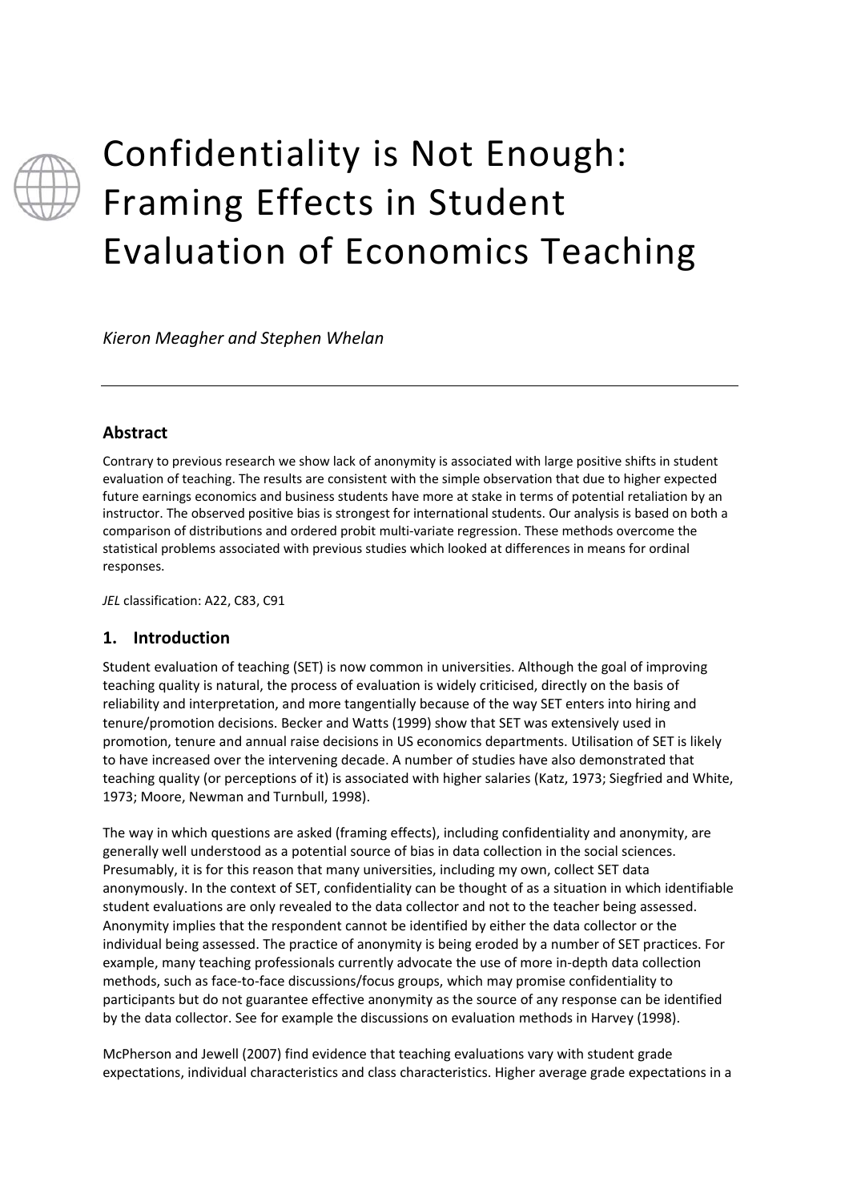# Confidentiality is Not Enough: Framing Effects in Student Evaluation of Economics Teaching

*Kieron Meagher and Stephen Whelan*

## Abstract

Contrary to previous research we show lack of anonymity is associated with large positive shifts in student evaluation of teaching. The results are consistent with the simple observation that due to higher expected future earnings economics and business students have more at stake in terms of potential retaliation by an instructor. The observed positive bias is strongest for international students. Our analysis is based on both a comparison of distributions and ordered probit multi-variate regression. These methods overcome the statistical problems associated with previous studies which looked at differences in means for ordinal responses.

*JEL* classification: A22, C83, C91

## 1. Introduction

Student evaluation of teaching (SET) is now common in universities. Although the goal of improving teaching quality is natural, the process of evaluation is widely criticised, directly on the basis of reliability and interpretation, and more tangentially because of the way SET enters into hiring and tenure/promotion decisions. Becker and Watts (1999) show that SET was extensively used in promotion, tenure and annual raise decisions in US economics departments. Utilisation of SET is likely to have increased over the intervening decade. A number of studies have also demonstrated that teaching quality (or perceptions of it) is associated with higher salaries (Katz, 1973; Siegfried and White, 1973; Moore, Newman and Turnbull, 1998).

The way in which questions are asked (framing effects), including confidentiality and anonymity, are generally well understood as a potential source of bias in data collection in the social sciences. Presumably, it is for this reason that many universities, including my own, collect SET data anonymously. In the context of SET, confidentiality can be thought of as a situation in which identifiable student evaluations are only revealed to the data collector and not to the teacher being assessed. Anonymity implies that the respondent cannot be identified by either the data collector or the individual being assessed. The practice of anonymity is being eroded by a number of SET practices. For example, many teaching professionals currently advocate the use of more in-depth data collection methods, such as face-to-face discussions/focus groups, which may promise confidentiality to participants but do not guarantee effective anonymity as the source of any response can be identified by the data collector. See for example the discussions on evaluation methods in Harvey (1998).

McPherson and Jewell (2007) find evidence that teaching evaluations vary with student grade expectations, individual characteristics and class characteristics. Higher average grade expectations in a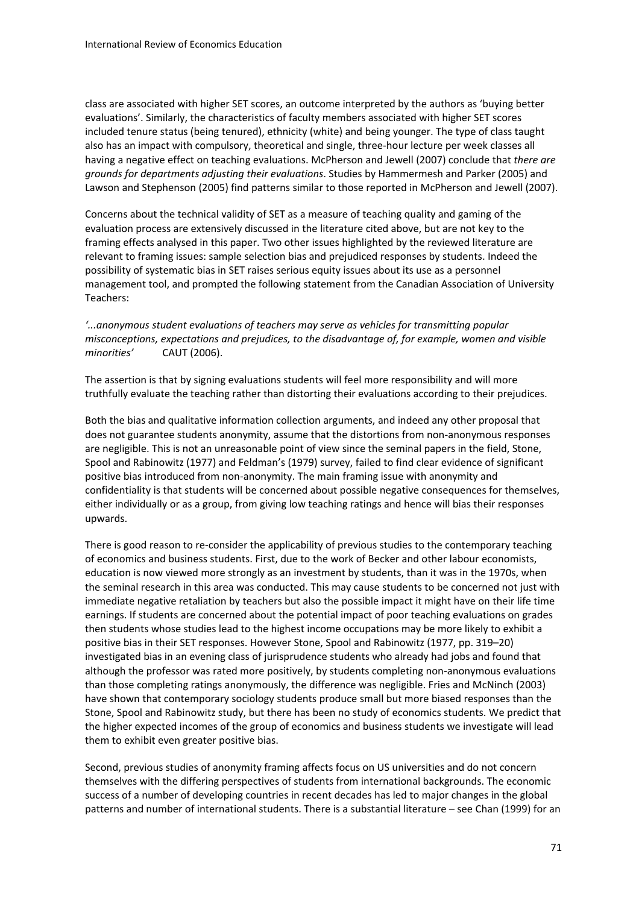class are associated with higher SET scores, an outcome interpreted by the authors as 'buying better evaluations'. Similarly, the characteristics of faculty members associated with higher SET scores included tenure status (being tenured), ethnicity (white) and being younger. The type of class taught also has an impact with compulsory, theoretical and single, three-hour lecture per week classes all having a negative effect on teaching evaluations. McPherson and Jewell (2007) conclude that *there are grounds for departments adjusting their evaluations*. Studies by Hammermesh and Parker (2005) and Lawson and Stephenson (2005) find patterns similar to those reported in McPherson and Jewell (2007).

Concerns about the technical validity of SET as a measure of teaching quality and gaming of the evaluation process are extensively discussed in the literature cited above, but are not key to the framing effects analysed in this paper. Two other issues highlighted by the reviewed literature are relevant to framing issues: sample selection bias and prejudiced responses by students. Indeed the possibility of systematic bias in SET raises serious equity issues about its use as a personnel management tool, and prompted the following statement from the Canadian Association of University Teachers:

*'...anonymous student evaluations of teachers may serve as vehicles for transmitting popular misconceptions, expectations and prejudices, to the disadvantage of, for example, women and visible minorities'* CAUT (2006).

The assertion is that by signing evaluations students will feel more responsibility and will more truthfully evaluate the teaching rather than distorting their evaluations according to their prejudices.

Both the bias and qualitative information collection arguments, and indeed any other proposal that does not guarantee students anonymity, assume that the distortions from non-anonymous responses are negligible. This is not an unreasonable point of view since the seminal papers in the field, Stone, Spool and Rabinowitz (1977) and Feldman's (1979) survey, failed to find clear evidence of significant positive bias introduced from non-anonymity. The main framing issue with anonymity and confidentiality is that students will be concerned about possible negative consequences for themselves, either individually or as a group, from giving low teaching ratings and hence will bias their responses upwards.

There is good reason to re-consider the applicability of previous studies to the contemporary teaching of economics and business students. First, due to the work of Becker and other labour economists, education is now viewed more strongly as an investment by students, than it was in the 1970s, when the seminal research in this area was conducted. This may cause students to be concerned not just with immediate negative retaliation by teachers but also the possible impact it might have on their life time earnings. If students are concerned about the potential impact of poor teaching evaluations on grades then students whose studies lead to the highest income occupations may be more likely to exhibit a positive bias in their SET responses. However Stone, Spool and Rabinowitz (1977, pp. 319–20) investigated bias in an evening class of jurisprudence students who already had jobs and found that although the professor was rated more positively, by students completing non-anonymous evaluations than those completing ratings anonymously, the difference was negligible. Fries and McNinch (2003) have shown that contemporary sociology students produce small but more biased responses than the Stone, Spool and Rabinowitz study, but there has been no study of economics students. We predict that the higher expected incomes of the group of economics and business students we investigate will lead them to exhibit even greater positive bias.

Second, previous studies of anonymity framing affects focus on US universities and do not concern themselves with the differing perspectives of students from international backgrounds. The economic success of a number of developing countries in recent decades has led to major changes in the global patterns and number of international students. There is a substantial literature – see Chan (1999) for an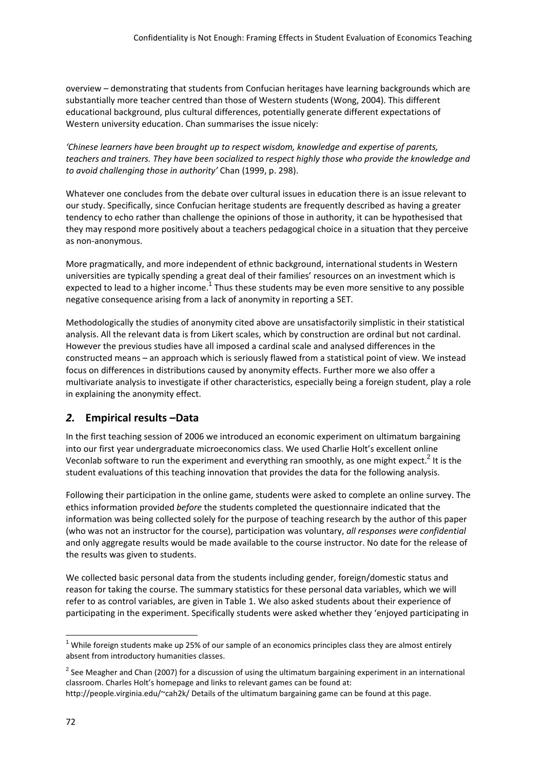overview – demonstrating that students from Confucian heritages have learning backgrounds which are substantially more teacher centred than those of Western students (Wong, 2004). This different educational background, plus cultural differences, potentially generate different expectations of Western university education. Chan summarises the issue nicely:

*'Chinese learners have been brought up to respect wisdom, knowledge and expertise of parents, teachers and trainers. They have been socialized to respect highly those who provide the knowledge and to avoid challenging those in authority'* Chan (1999, p. 298).

Whatever one concludes from the debate over cultural issues in education there is an issue relevant to our study. Specifically, since Confucian heritage students are frequently described as having a greater tendency to echo rather than challenge the opinions of those in authority, it can be hypothesised that they may respond more positively about a teachers pedagogical choice in a situation that they perceive as non-anonymous.

More pragmatically, and more independent of ethnic background, international students in Western universities are typically spending a great deal of their families' resources on an investment which is expected to lead to a higher income.[1] Thus these students may be even more sensitive to any possible negative consequence arising from a lack of anonymity in reporting a SET.

Methodologically the studies of anonymity cited above are unsatisfactorily simplistic in their statistical analysis. All the relevant data is from Likert scales, which by construction are ordinal but not cardinal. However the previous studies have all imposed a cardinal scale and analysed differences in the constructed means – an approach which is seriously flawed from a statistical point of view. We instead focus on differences in distributions caused by anonymity effects. Further more we also offer a multivariate analysis to investigate if other characteristics, especially being a foreign student, play a role in explaining the anonymity effect.

## *2.* Empirical results –Data

In the first teaching session of 2006 we introduced an economic experiment on ultimatum bargaining into our first year undergraduate microeconomics class. We used Charlie Holt's excellent online Veconlab software to run the experiment and everything ran smoothly, as one might expect.[2] It is the student evaluations of this teaching innovation that provides the data for the following analysis.

Following their participation in the online game, students were asked to complete an online survey. The ethics information provided *before* the students completed the questionnaire indicated that the information was being collected solely for the purpose of teaching research by the author of this paper (who was not an instructor for the course), participation was voluntary, *all responses were confidential* and only aggregate results would be made available to the course instructor. No date for the release of the results was given to students.

We collected basic personal data from the students including gender, foreign/domestic status and reason for taking the course. The summary statistics for these personal data variables, which we will refer to as control variables, are given in Table 1. We also asked students about their experience of participating in the experiment. Specifically students were asked whether they 'enjoyed participating in

---

[1] While foreign students make up 25% of our sample of an economics principles class they are almost entirely absent from introductory humanities classes.

[2] See Meagher and Chan (2007) for a discussion of using the ultimatum bargaining experiment in an international classroom. Charles Holt's homepage and links to relevant games can be found at: http://people.virginia.edu/~cah2k/ Details of the ultimatum bargaining game can be found at this page.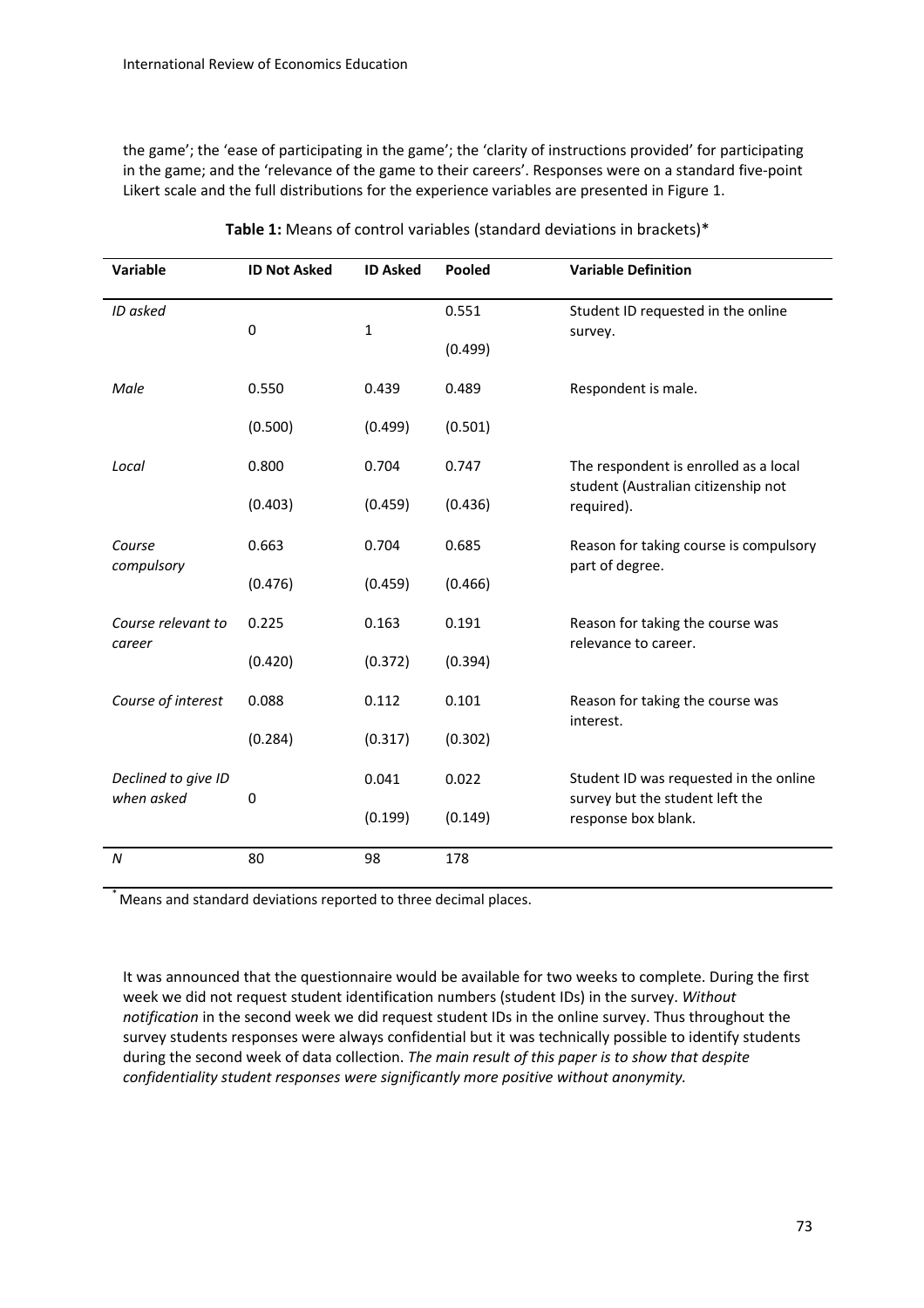the game'; the 'ease of participating in the game'; the 'clarity of instructions provided' for participating in the game; and the 'relevance of the game to their careers'. Responses were on a standard five-point Likert scale and the full distributions for the experience variables are presented in Figure 1.

**Table 1:** Means of control variables (standard deviations in brackets)*

| Variable | ID Not Asked | ID Asked | Pooled | Variable Definition |
|---|---|---|---|---|
| *ID asked* | 0 | 1 | 0.551 | Student ID requested in the online survey. |
| | | | (0.499) | |
| *Male* | 0.550 | 0.439 | 0.489 | Respondent is male. |
| | (0.500) | (0.499) | (0.501) | |
| *Local* | 0.800 | 0.704 | 0.747 | The respondent is enrolled as a local student (Australian citizenship not required). |
| | (0.403) | (0.459) | (0.436) | |
| *Course compulsory* | 0.663 | 0.704 | 0.685 | Reason for taking course is compulsory part of degree. |
| | (0.476) | (0.459) | (0.466) | |
| *Course relevant to career* | 0.225 | 0.163 | 0.191 | Reason for taking the course was relevance to career. |
| | (0.420) | (0.372) | (0.394) | |
| *Course of interest* | 0.088 | 0.112 | 0.101 | Reason for taking the course was interest. |
| | (0.284) | (0.317) | (0.302) | |
| *Declined to give ID when asked* | 0 | 0.041 | 0.022 | Student ID was requested in the online survey but the student left the response box blank. |
| | | (0.199) | (0.149) | |
| *N* | 80 | 98 | 178 | |

[*] Means and standard deviations reported to three decimal places.

It was announced that the questionnaire would be available for two weeks to complete. During the first week we did not request student identification numbers (student IDs) in the survey. *Without notification* in the second week we did request student IDs in the online survey. Thus throughout the survey students responses were always confidential but it was technically possible to identify students during the second week of data collection. *The main result of this paper is to show that despite confidentiality student responses were significantly more positive without anonymity.*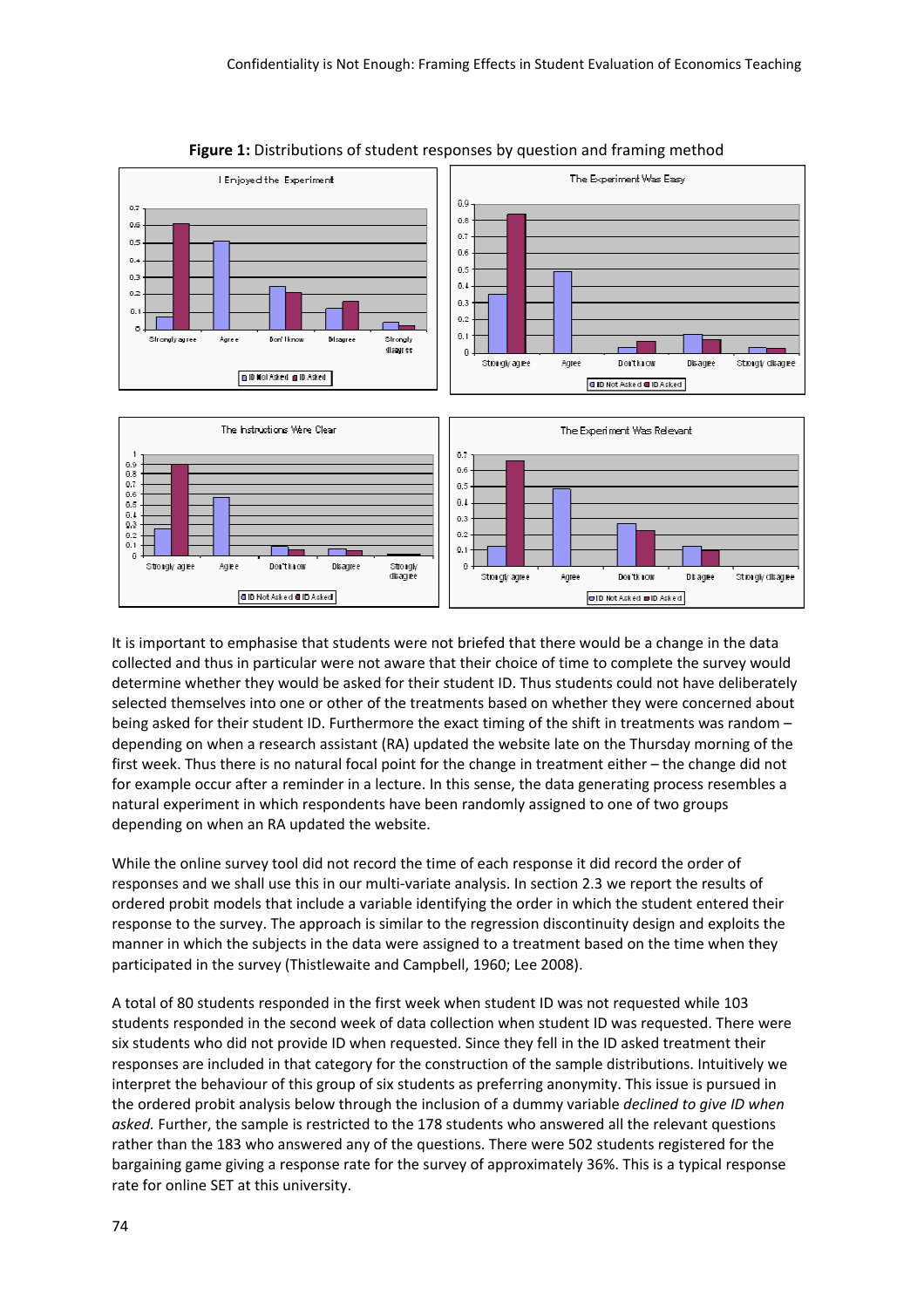**Figure 1:** Distributions of student responses by question and framing method

It is important to emphasise that students were not briefed that there would be a change in the data collected and thus in particular were not aware that their choice of time to complete the survey would determine whether they would be asked for their student ID. Thus students could not have deliberately selected themselves into one or other of the treatments based on whether they were concerned about being asked for their student ID. Furthermore the exact timing of the shift in treatments was random – depending on when a research assistant (RA) updated the website late on the Thursday morning of the first week. Thus there is no natural focal point for the change in treatment either – the change did not for example occur after a reminder in a lecture. In this sense, the data generating process resembles a natural experiment in which respondents have been randomly assigned to one of two groups depending on when an RA updated the website.

While the online survey tool did not record the time of each response it did record the order of responses and we shall use this in our multi-variate analysis. In section 2.3 we report the results of ordered probit models that include a variable identifying the order in which the student entered their response to the survey. The approach is similar to the regression discontinuity design and exploits the manner in which the subjects in the data were assigned to a treatment based on the time when they participated in the survey (Thistlewaite and Campbell, 1960; Lee 2008).

A total of 80 students responded in the first week when student ID was not requested while 103 students responded in the second week of data collection when student ID was requested. There were six students who did not provide ID when requested. Since they fell in the ID asked treatment their responses are included in that category for the construction of the sample distributions. Intuitively we interpret the behaviour of this group of six students as preferring anonymity. This issue is pursued in the ordered probit analysis below through the inclusion of a dummy variable *declined to give ID when asked.* Further, the sample is restricted to the 178 students who answered all the relevant questions rather than the 183 who answered any of the questions. There were 502 students registered for the bargaining game giving a response rate for the survey of approximately 36%. This is a typical response rate for online SET at this university.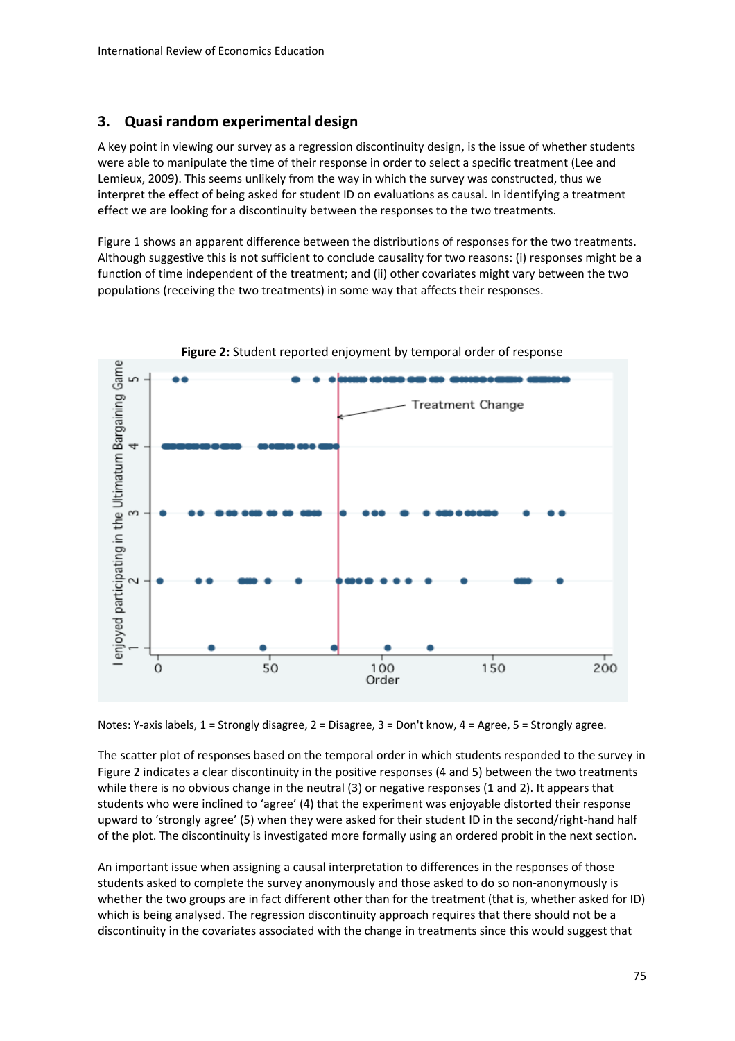## 3. Quasi random experimental design

A key point in viewing our survey as a regression discontinuity design, is the issue of whether students were able to manipulate the time of their response in order to select a specific treatment (Lee and Lemieux, 2009). This seems unlikely from the way in which the survey was constructed, thus we interpret the effect of being asked for student ID on evaluations as causal. In identifying a treatment effect we are looking for a discontinuity between the responses to the two treatments.

Figure 1 shows an apparent difference between the distributions of responses for the two treatments. Although suggestive this is not sufficient to conclude causality for two reasons: (i) responses might be a function of time independent of the treatment; and (ii) other covariates might vary between the two populations (receiving the two treatments) in some way that affects their responses.

**Figure 2:** Student reported enjoyment by temporal order of response

Notes: Y-axis labels, 1 = Strongly disagree, 2 = Disagree, 3 = Don't know, 4 = Agree, 5 = Strongly agree.

The scatter plot of responses based on the temporal order in which students responded to the survey in Figure 2 indicates a clear discontinuity in the positive responses (4 and 5) between the two treatments while there is no obvious change in the neutral (3) or negative responses (1 and 2). It appears that students who were inclined to 'agree' (4) that the experiment was enjoyable distorted their response upward to 'strongly agree' (5) when they were asked for their student ID in the second/right-hand half of the plot. The discontinuity is investigated more formally using an ordered probit in the next section.

An important issue when assigning a causal interpretation to differences in the responses of those students asked to complete the survey anonymously and those asked to do so non-anonymously is whether the two groups are in fact different other than for the treatment (that is, whether asked for ID) which is being analysed. The regression discontinuity approach requires that there should not be a discontinuity in the covariates associated with the change in treatments since this would suggest that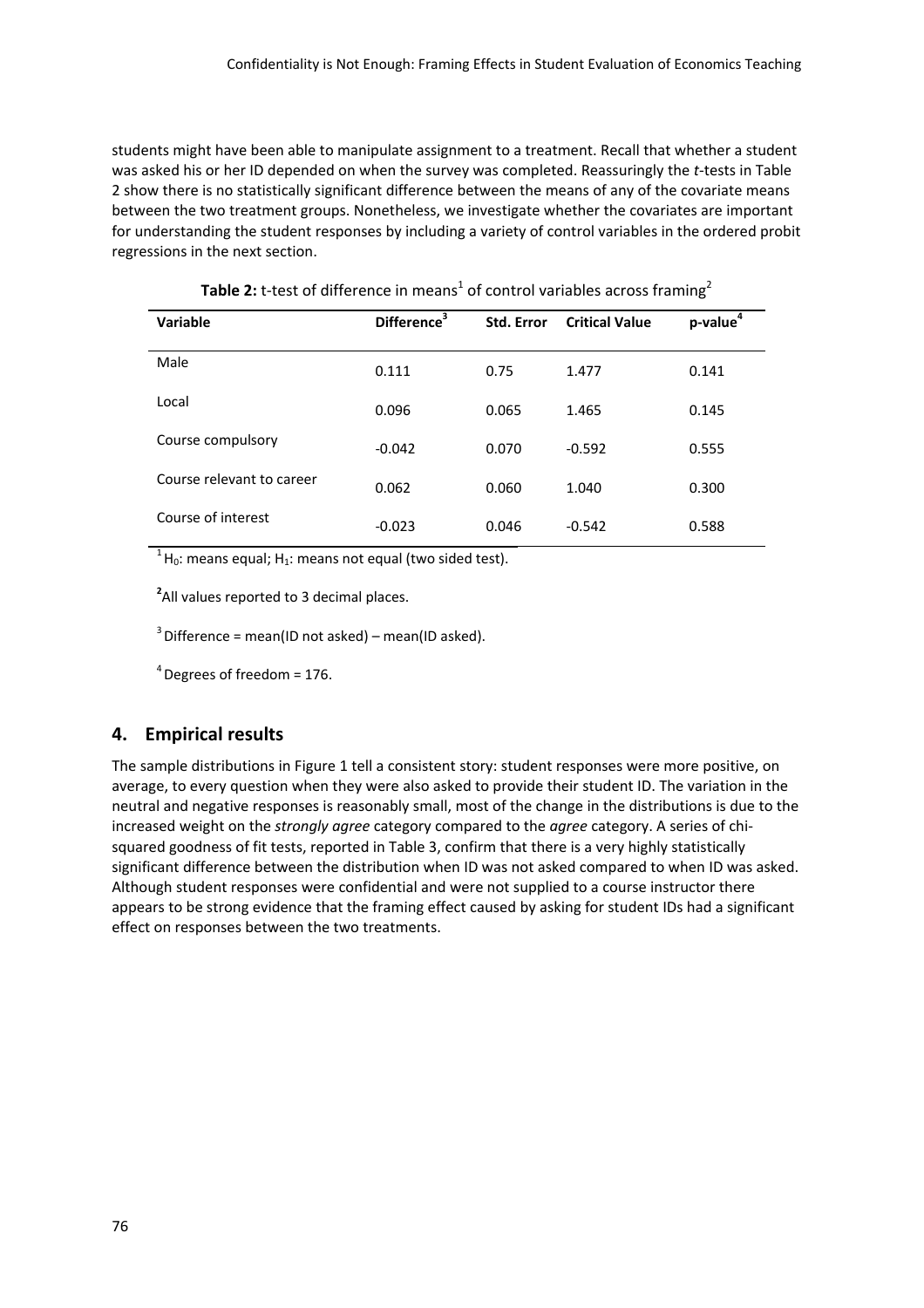students might have been able to manipulate assignment to a treatment. Recall that whether a student was asked his or her ID depended on when the survey was completed. Reassuringly the *t*-tests in Table 2 show there is no statistically significant difference between the means of any of the covariate means between the two treatment groups. Nonetheless, we investigate whether the covariates are important for understanding the student responses by including a variety of control variables in the ordered probit regressions in the next section.

**Table 2:** t-test of difference in means[1] of control variables across framing[2]

| Variable | Difference[3] | Std. Error | Critical Value | p-value[4] |
|---|---|---|---|---|
| Male | 0.111 | 0.75 | 1.477 | 0.141 |
| Local | 0.096 | 0.065 | 1.465 | 0.145 |
| Course compulsory | -0.042 | 0.070 | -0.592 | 0.555 |
| Course relevant to career | 0.062 | 0.060 | 1.040 | 0.300 |
| Course of interest | -0.023 | 0.046 | -0.542 | 0.588 |

[1] $H_0$: means equal; $H_1$: means not equal (two sided test).

[2] All values reported to 3 decimal places.

[3] Difference = mean(ID not asked) – mean(ID asked).

[4] Degrees of freedom = 176.

## 4. Empirical results

The sample distributions in Figure 1 tell a consistent story: student responses were more positive, on average, to every question when they were also asked to provide their student ID. The variation in the neutral and negative responses is reasonably small, most of the change in the distributions is due to the increased weight on the *strongly agree* category compared to the *agree* category. A series of chi-squared goodness of fit tests, reported in Table 3, confirm that there is a very highly statistically significant difference between the distribution when ID was not asked compared to when ID was asked. Although student responses were confidential and were not supplied to a course instructor there appears to be strong evidence that the framing effect caused by asking for student IDs had a significant effect on responses between the two treatments.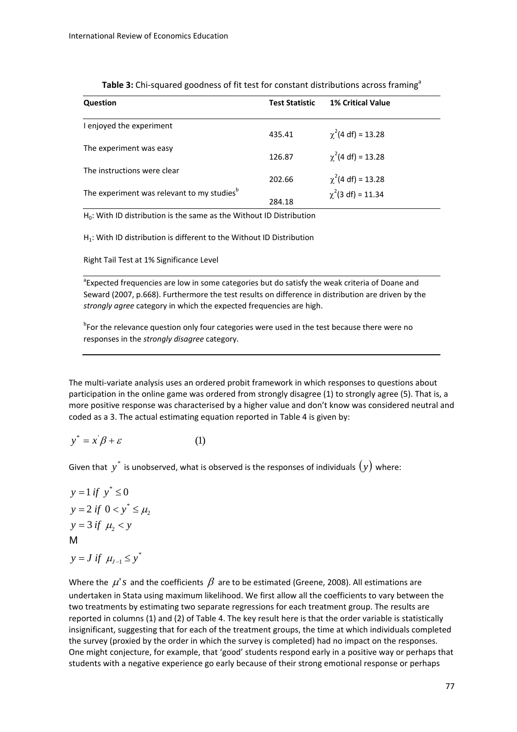**Table 3:** Chi-squared goodness of fit test for constant distributions across framing[a]

| Question | Test Statistic | 1% Critical Value |
|---|---|---|
| I enjoyed the experiment | 435.41 | $\chi^2$(4 df) = 13.28 |
| The experiment was easy | 126.87 | $\chi^2$(4 df) = 13.28 |
| The instructions were clear | 202.66 | $\chi^2$(4 df) = 13.28 |
| The experiment was relevant to my studies[b] | 284.18 | $\chi^2$(3 df) = 11.34 |

$H_0$: With ID distribution is the same as the Without ID Distribution

$H_1$: With ID distribution is different to the Without ID Distribution

Right Tail Test at 1% Significance Level

[a]Expected frequencies are low in some categories but do satisfy the weak criteria of Doane and Seward (2007, p.668). Furthermore the test results on difference in distribution are driven by the *strongly agree* category in which the expected frequencies are high.

[b]For the relevance question only four categories were used in the test because there were no responses in the *strongly disagree* category.

The multi-variate analysis uses an ordered probit framework in which responses to questions about participation in the online game was ordered from strongly disagree (1) to strongly agree (5). That is, a more positive response was characterised by a higher value and don't know was considered neutral and coded as a 3. The actual estimating equation reported in Table 4 is given by:

$$y^* = x'\beta + \varepsilon \qquad (1)$$

Given that $y^*$ is unobserved, what is observed is the responses of individuals $(y)$ where:

$$y = 1 \; if \; y^* \leq 0$$
$$y = 2 \; if \; 0 < y^* \leq \mu_2$$
$$y = 3 \; if \; \mu_2 < y$$
$$\vdots$$
$$y = J \; if \; \mu_{J-1} \leq y^*$$

Where the $\mu's$ and the coefficients $\beta$ are to be estimated (Greene, 2008). All estimations are undertaken in Stata using maximum likelihood. We first allow all the coefficients to vary between the two treatments by estimating two separate regressions for each treatment group. The results are reported in columns (1) and (2) of Table 4. The key result here is that the order variable is statistically insignificant, suggesting that for each of the treatment groups, the time at which individuals completed the survey (proxied by the order in which the survey is completed) had no impact on the responses. One might conjecture, for example, that 'good' students respond early in a positive way or perhaps that students with a negative experience go early because of their strong emotional response or perhaps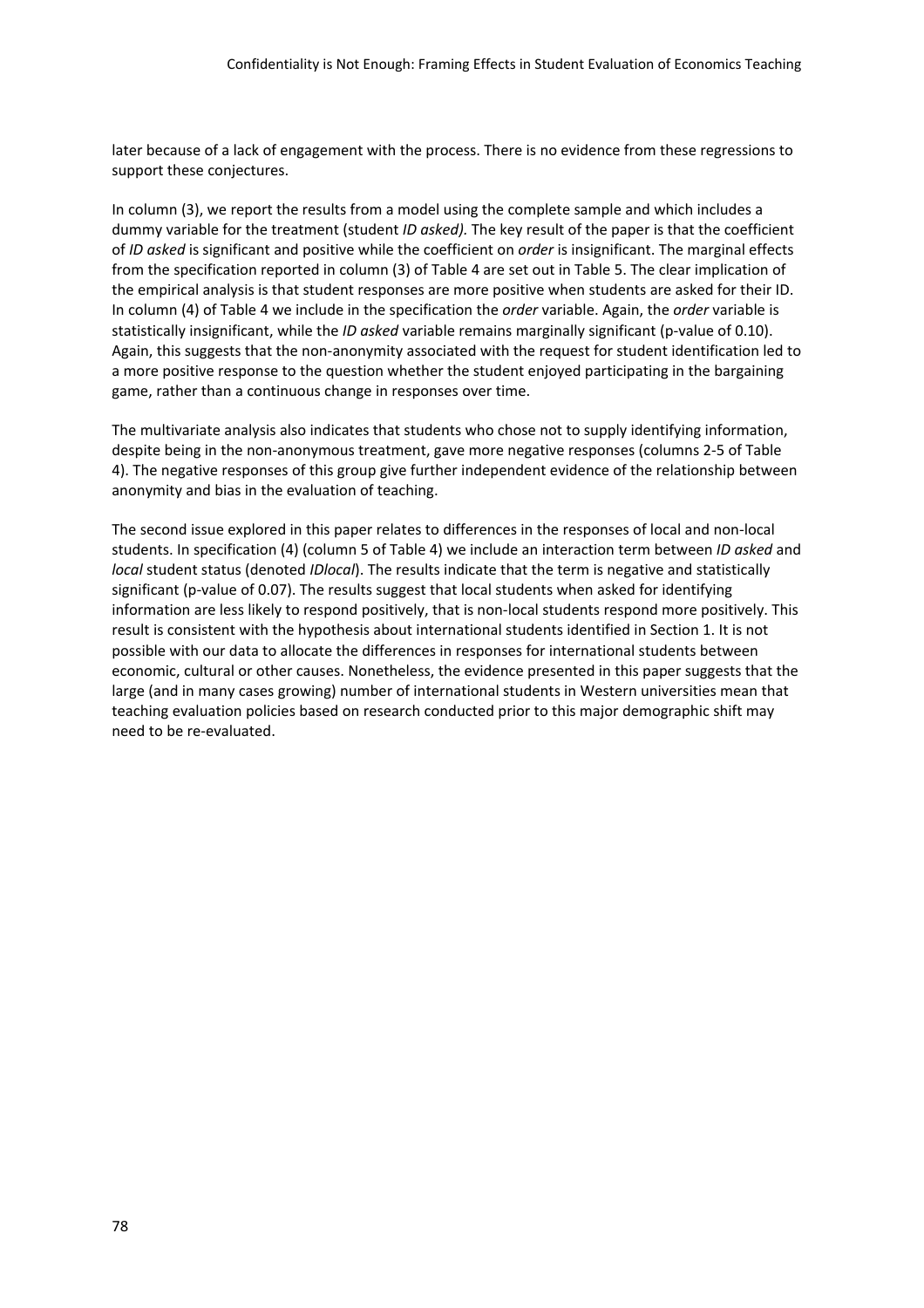later because of a lack of engagement with the process. There is no evidence from these regressions to support these conjectures.

In column (3), we report the results from a model using the complete sample and which includes a dummy variable for the treatment (student *ID asked).* The key result of the paper is that the coefficient of *ID asked* is significant and positive while the coefficient on *order* is insignificant. The marginal effects from the specification reported in column (3) of Table 4 are set out in Table 5. The clear implication of the empirical analysis is that student responses are more positive when students are asked for their ID. In column (4) of Table 4 we include in the specification the *order* variable. Again, the *order* variable is statistically insignificant, while the *ID asked* variable remains marginally significant (p-value of 0.10). Again, this suggests that the non-anonymity associated with the request for student identification led to a more positive response to the question whether the student enjoyed participating in the bargaining game, rather than a continuous change in responses over time.

The multivariate analysis also indicates that students who chose not to supply identifying information, despite being in the non-anonymous treatment, gave more negative responses (columns 2-5 of Table 4). The negative responses of this group give further independent evidence of the relationship between anonymity and bias in the evaluation of teaching.

The second issue explored in this paper relates to differences in the responses of local and non-local students. In specification (4) (column 5 of Table 4) we include an interaction term between *ID asked* and *local* student status (denoted *IDlocal*). The results indicate that the term is negative and statistically significant (p-value of 0.07). The results suggest that local students when asked for identifying information are less likely to respond positively, that is non-local students respond more positively. This result is consistent with the hypothesis about international students identified in Section 1. It is not possible with our data to allocate the differences in responses for international students between economic, cultural or other causes. Nonetheless, the evidence presented in this paper suggests that the large (and in many cases growing) number of international students in Western universities mean that teaching evaluation policies based on research conducted prior to this major demographic shift may need to be re-evaluated.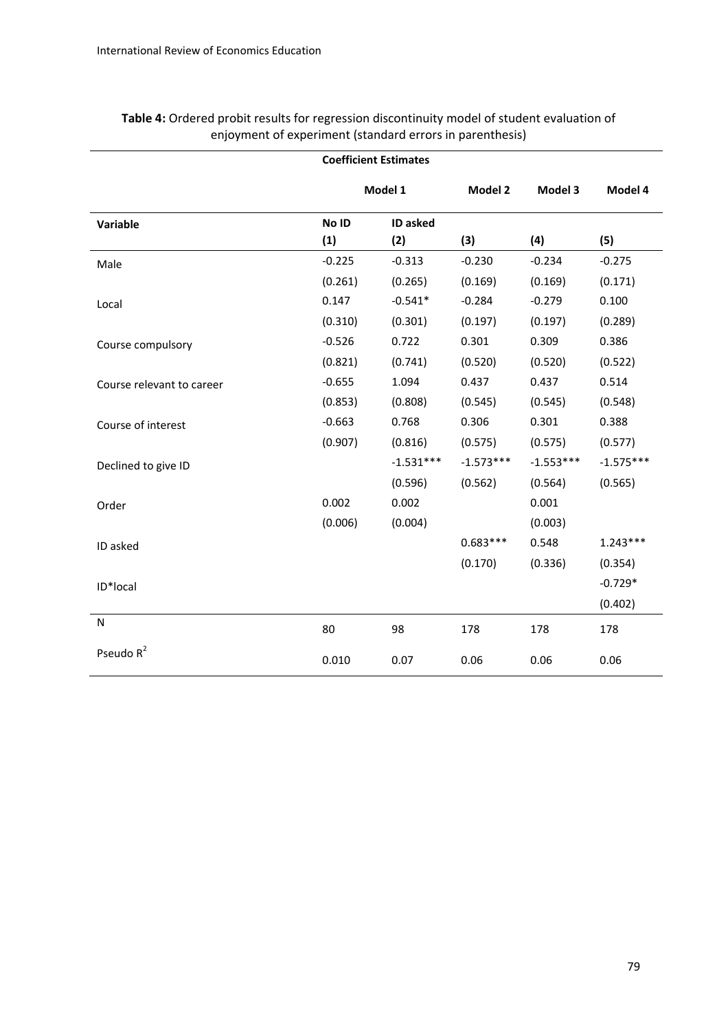**Table 4:** Ordered probit results for regression discontinuity model of student evaluation of enjoyment of experiment (standard errors in parenthesis)

| Coefficient Estimates | | | | | |
|---|---|---|---|---|---|
| | Model 1 | | Model 2 | Model 3 | Model 4 |
| **Variable** | **No ID (1)** | **ID asked (2)** | **(3)** | **(4)** | **(5)** |
| Male | -0.225 | -0.313 | -0.230 | -0.234 | -0.275 |
| | (0.261) | (0.265) | (0.169) | (0.169) | (0.171) |
| Local | 0.147 | -0.541* | -0.284 | -0.279 | 0.100 |
| | (0.310) | (0.301) | (0.197) | (0.197) | (0.289) |
| Course compulsory | -0.526 | 0.722 | 0.301 | 0.309 | 0.386 |
| | (0.821) | (0.741) | (0.520) | (0.520) | (0.522) |
| Course relevant to career | -0.655 | 1.094 | 0.437 | 0.437 | 0.514 |
| | (0.853) | (0.808) | (0.545) | (0.545) | (0.548) |
| Course of interest | -0.663 | 0.768 | 0.306 | 0.301 | 0.388 |
| | (0.907) | (0.816) | (0.575) | (0.575) | (0.577) |
| Declined to give ID | | -1.531*** | -1.573*** | -1.553*** | -1.575*** |
| | | (0.596) | (0.562) | (0.564) | (0.565) |
| Order | 0.002 | 0.002 | | 0.001 | |
| | (0.006) | (0.004) | | (0.003) | |
| ID asked | | | 0.683*** | 0.548 | 1.243*** |
| | | | (0.170) | (0.336) | (0.354) |
| ID*local | | | | | -0.729* |
| | | | | | (0.402) |
| N | 80 | 98 | 178 | 178 | 178 |
| Pseudo $R^2$ | 0.010 | 0.07 | 0.06 | 0.06 | 0.06 |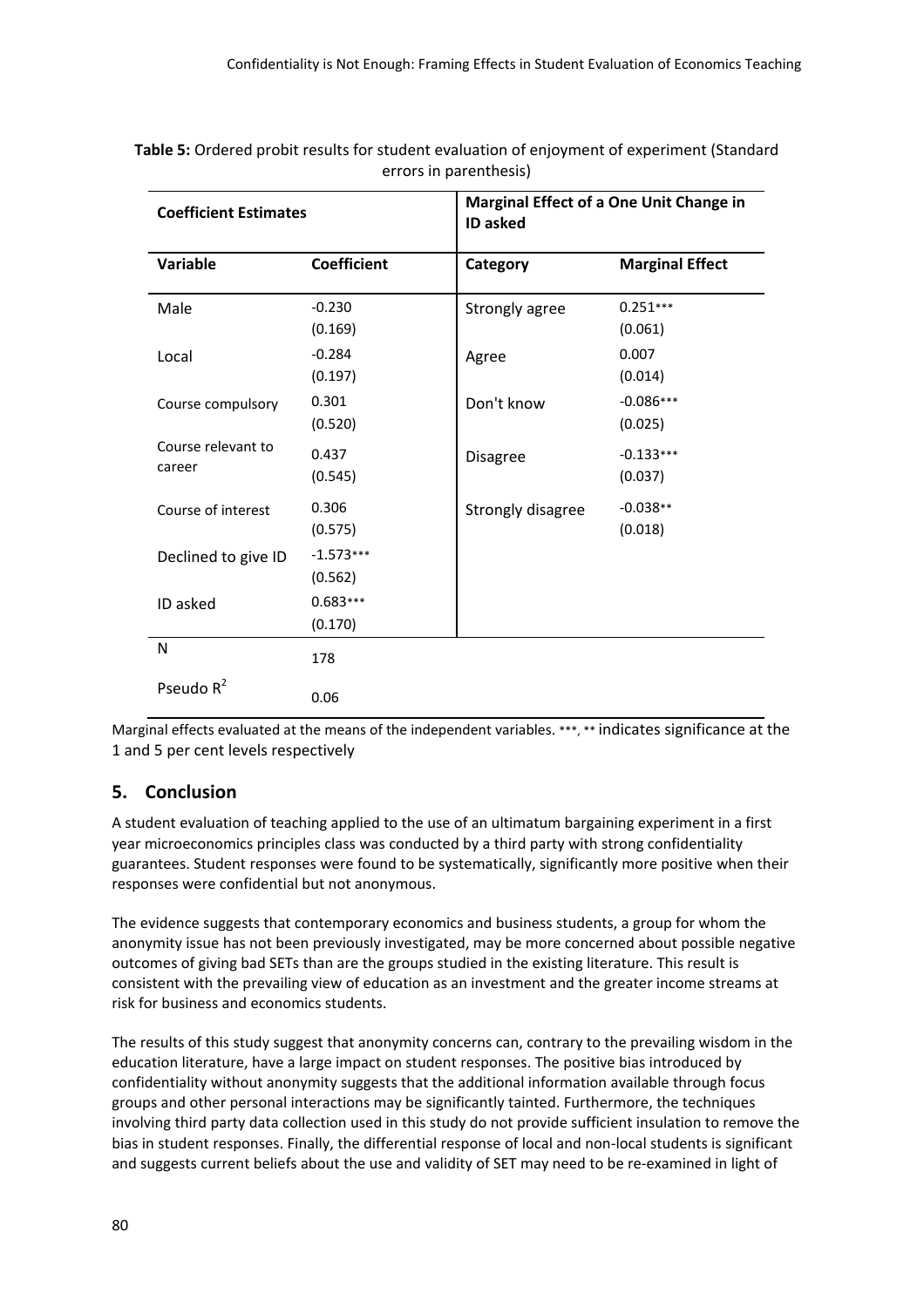**Table 5:** Ordered probit results for student evaluation of enjoyment of experiment (Standard errors in parenthesis)

| Coefficient Estimates | | Marginal Effect of a One Unit Change in ID asked | |
|---|---|---|---|
| **Variable** | **Coefficient** | **Category** | **Marginal Effect** |
| Male | -0.230 (0.169) | Strongly agree | 0.251*** (0.061) |
| Local | -0.284 (0.197) | Agree | 0.007 (0.014) |
| Course compulsory | 0.301 (0.520) | Don't know | -0.086*** (0.025) |
| Course relevant to career | 0.437 (0.545) | Disagree | -0.133*** (0.037) |
| Course of interest | 0.306 (0.575) | Strongly disagree | -0.038** (0.018) |
| Declined to give ID | -1.573*** (0.562) | | |
| ID asked | 0.683*** (0.170) | | |
| N | 178 | | |
| Pseudo $R^2$ | 0.06 | | |

Marginal effects evaluated at the means of the independent variables. ***, ** indicates significance at the 1 and 5 per cent levels respectively

## 5. Conclusion

A student evaluation of teaching applied to the use of an ultimatum bargaining experiment in a first year microeconomics principles class was conducted by a third party with strong confidentiality guarantees. Student responses were found to be systematically, significantly more positive when their responses were confidential but not anonymous.

The evidence suggests that contemporary economics and business students, a group for whom the anonymity issue has not been previously investigated, may be more concerned about possible negative outcomes of giving bad SETs than are the groups studied in the existing literature. This result is consistent with the prevailing view of education as an investment and the greater income streams at risk for business and economics students.

The results of this study suggest that anonymity concerns can, contrary to the prevailing wisdom in the education literature, have a large impact on student responses. The positive bias introduced by confidentiality without anonymity suggests that the additional information available through focus groups and other personal interactions may be significantly tainted. Furthermore, the techniques involving third party data collection used in this study do not provide sufficient insulation to remove the bias in student responses. Finally, the differential response of local and non-local students is significant and suggests current beliefs about the use and validity of SET may need to be re-examined in light of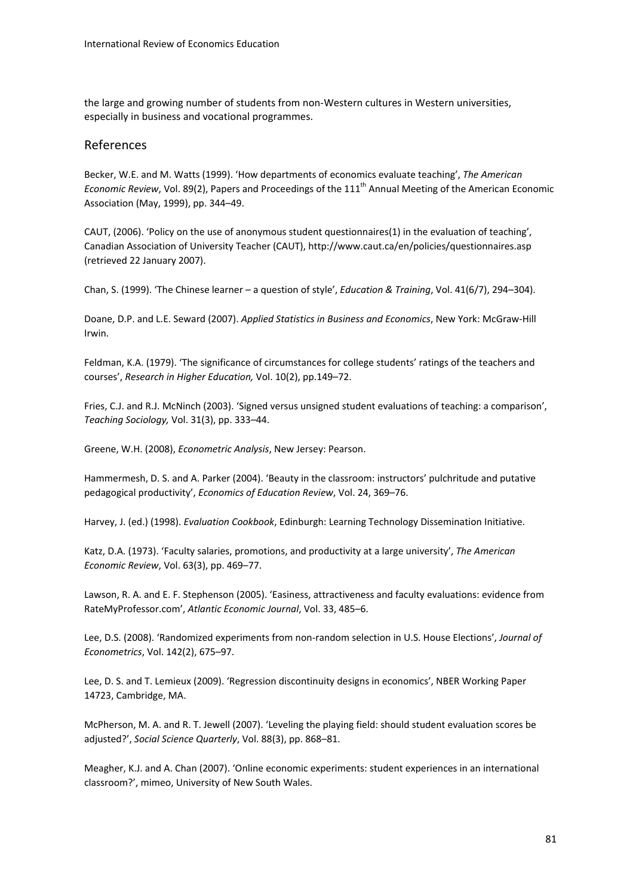the large and growing number of students from non-Western cultures in Western universities, especially in business and vocational programmes.

## References

Becker, W.E. and M. Watts (1999). 'How departments of economics evaluate teaching', *The American Economic Review*, Vol. 89(2), Papers and Proceedings of the 111th Annual Meeting of the American Economic Association (May, 1999), pp. 344–49.

CAUT, (2006). 'Policy on the use of anonymous student questionnaires(1) in the evaluation of teaching', Canadian Association of University Teacher (CAUT), http://www.caut.ca/en/policies/questionnaires.asp (retrieved 22 January 2007).

Chan, S. (1999). 'The Chinese learner – a question of style', *Education & Training*, Vol. 41(6/7), 294–304).

Doane, D.P. and L.E. Seward (2007). *Applied Statistics in Business and Economics*, New York: McGraw-Hill Irwin.

Feldman, K.A. (1979). 'The significance of circumstances for college students' ratings of the teachers and courses', *Research in Higher Education,* Vol. 10(2), pp.149–72.

Fries, C.J. and R.J. McNinch (2003). 'Signed versus unsigned student evaluations of teaching: a comparison', *Teaching Sociology,* Vol. 31(3), pp. 333–44.

Greene, W.H. (2008), *Econometric Analysis*, New Jersey: Pearson.

Hammermesh, D. S. and A. Parker (2004). 'Beauty in the classroom: instructors' pulchritude and putative pedagogical productivity', *Economics of Education Review*, Vol. 24, 369–76.

Harvey, J. (ed.) (1998). *Evaluation Cookbook*, Edinburgh: Learning Technology Dissemination Initiative.

Katz, D.A. (1973). 'Faculty salaries, promotions, and productivity at a large university', *The American Economic Review*, Vol. 63(3), pp. 469–77.

Lawson, R. A. and E. F. Stephenson (2005). 'Easiness, attractiveness and faculty evaluations: evidence from RateMyProfessor.com', *Atlantic Economic Journal*, Vol. 33, 485–6.

Lee, D.S. (2008). 'Randomized experiments from non-random selection in U.S. House Elections', *Journal of Econometrics*, Vol. 142(2), 675–97.

Lee, D. S. and T. Lemieux (2009). 'Regression discontinuity designs in economics', NBER Working Paper 14723, Cambridge, MA.

McPherson, M. A. and R. T. Jewell (2007). 'Leveling the playing field: should student evaluation scores be adjusted?', *Social Science Quarterly*, Vol. 88(3), pp. 868–81.

Meagher, K.J. and A. Chan (2007). 'Online economic experiments: student experiences in an international classroom?', mimeo, University of New South Wales.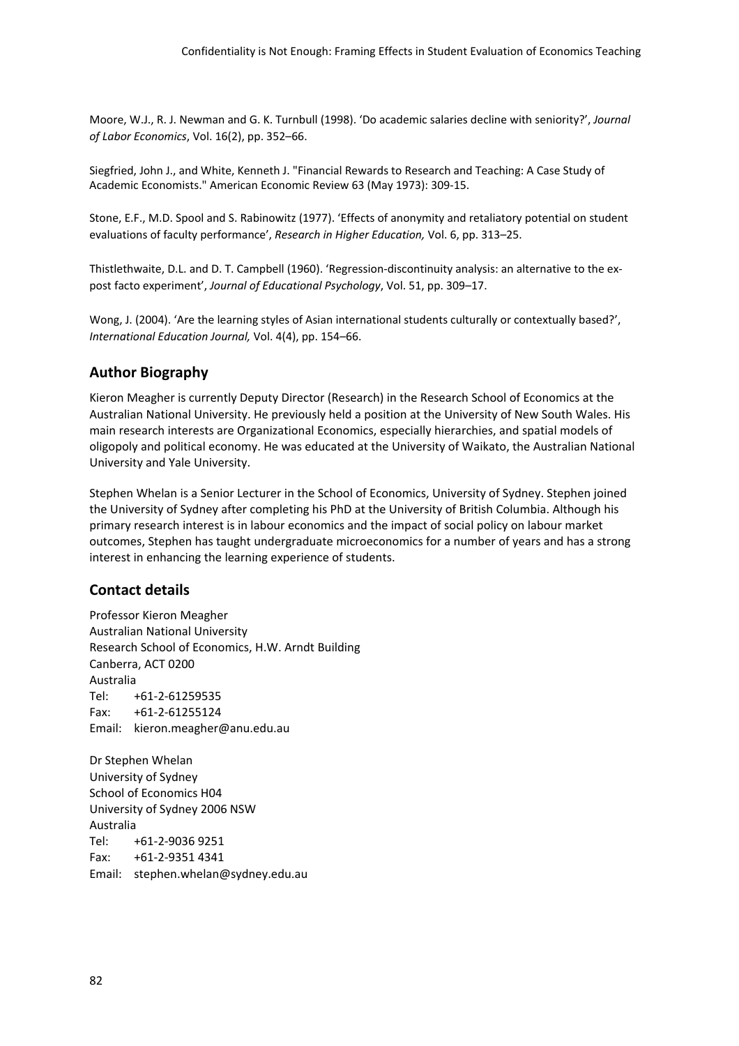Moore, W.J., R. J. Newman and G. K. Turnbull (1998). 'Do academic salaries decline with seniority?', *Journal of Labor Economics*, Vol. 16(2), pp. 352–66.

Siegfried, John J., and White, Kenneth J. "Financial Rewards to Research and Teaching: A Case Study of Academic Economists." American Economic Review 63 (May 1973): 309-15.

Stone, E.F., M.D. Spool and S. Rabinowitz (1977). 'Effects of anonymity and retaliatory potential on student evaluations of faculty performance', *Research in Higher Education,* Vol. 6, pp. 313–25.

Thistlethwaite, D.L. and D. T. Campbell (1960). 'Regression-discontinuity analysis: an alternative to the ex-post facto experiment', *Journal of Educational Psychology*, Vol. 51, pp. 309–17.

Wong, J. (2004). 'Are the learning styles of Asian international students culturally or contextually based?', *International Education Journal,* Vol. 4(4), pp. 154–66.

## Author Biography

Kieron Meagher is currently Deputy Director (Research) in the Research School of Economics at the Australian National University. He previously held a position at the University of New South Wales. His main research interests are Organizational Economics, especially hierarchies, and spatial models of oligopoly and political economy. He was educated at the University of Waikato, the Australian National University and Yale University.

Stephen Whelan is a Senior Lecturer in the School of Economics, University of Sydney. Stephen joined the University of Sydney after completing his PhD at the University of British Columbia. Although his primary research interest is in labour economics and the impact of social policy on labour market outcomes, Stephen has taught undergraduate microeconomics for a number of years and has a strong interest in enhancing the learning experience of students.

## Contact details

Professor Kieron Meagher
Australian National University
Research School of Economics, H.W. Arndt Building
Canberra, ACT 0200
Australia
Tel: +61-2-61259535
Fax: +61-2-61255124
Email: kieron.meagher@anu.edu.au

Dr Stephen Whelan
University of Sydney
School of Economics H04
University of Sydney 2006 NSW
Australia
Tel: +61-2-9036 9251
Fax: +61-2-9351 4341
Email: stephen.whelan@sydney.edu.au